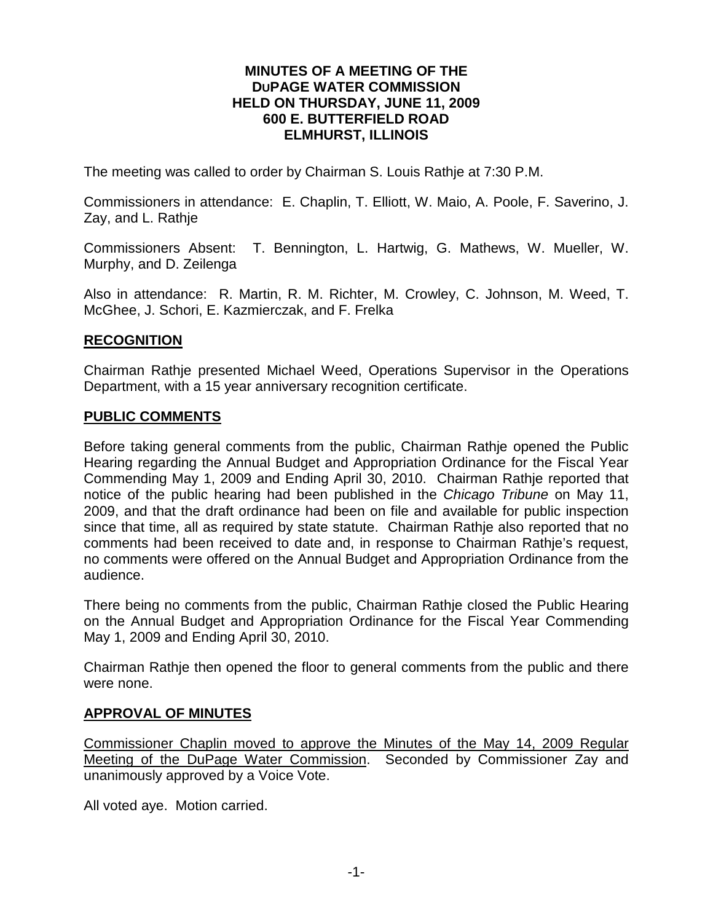**MINUTES OF A MEETING OF THE DUPAGE WATER COMMISSION HELD ON THURSDAY, JUNE 11, 2009 600 E. BUTTERFIELD ROAD ELMHURST, ILLINOIS**

The meeting was called to order by Chairman S. Louis Rathje at 7:30 P.M.

Commissioners in attendance: E. Chaplin, T. Elliott, W. Maio, A. Poole, F. Saverino, J. Zay, and L. Rathje

Commissioners Absent: T. Bennington, L. Hartwig, G. Mathews, W. Mueller, W. Murphy, and D. Zeilenga

Also in attendance: R. Martin, R. M. Richter, M. Crowley, C. Johnson, M. Weed, T. McGhee, J. Schori, E. Kazmierczak, and F. Frelka

## RECOGNITION

Chairman Rathje presented Michael Weed, Operations Supervisor in the Operations Department, with a 15 year anniversary recognition certificate.

## PUBLIC COMMENTS

Before taking general comments from the public, Chairman Rathje opened the Public Hearing regarding the Annual Budget and Appropriation Ordinance for the Fiscal Year Commending May 1, 2009 and Ending April 30, 2010. Chairman Rathje reported that notice of the public hearing had been published in the *Chicago Tribune* on May 11, 2009, and that the draft ordinance had been on file and available for public inspection since that time, all as required by state statute. Chairman Rathje also reported that no comments had been received to date and, in response to Chairman Rathje's request, no comments were offered on the Annual Budget and Appropriation Ordinance from the audience.

There being no comments from the public, Chairman Rathje closed the Public Hearing on the Annual Budget and Appropriation Ordinance for the Fiscal Year Commending May 1, 2009 and Ending April 30, 2010.

Chairman Rathje then opened the floor to general comments from the public and there were none.

## APPROVAL OF MINUTES

<u>Commissioner Chaplin moved to approve the Minutes of the May 14, 2009 Regular Meeting of the DuPage Water Commission</u>. Seconded by Commissioner Zay and unanimously approved by a Voice Vote.

All voted aye. Motion carried.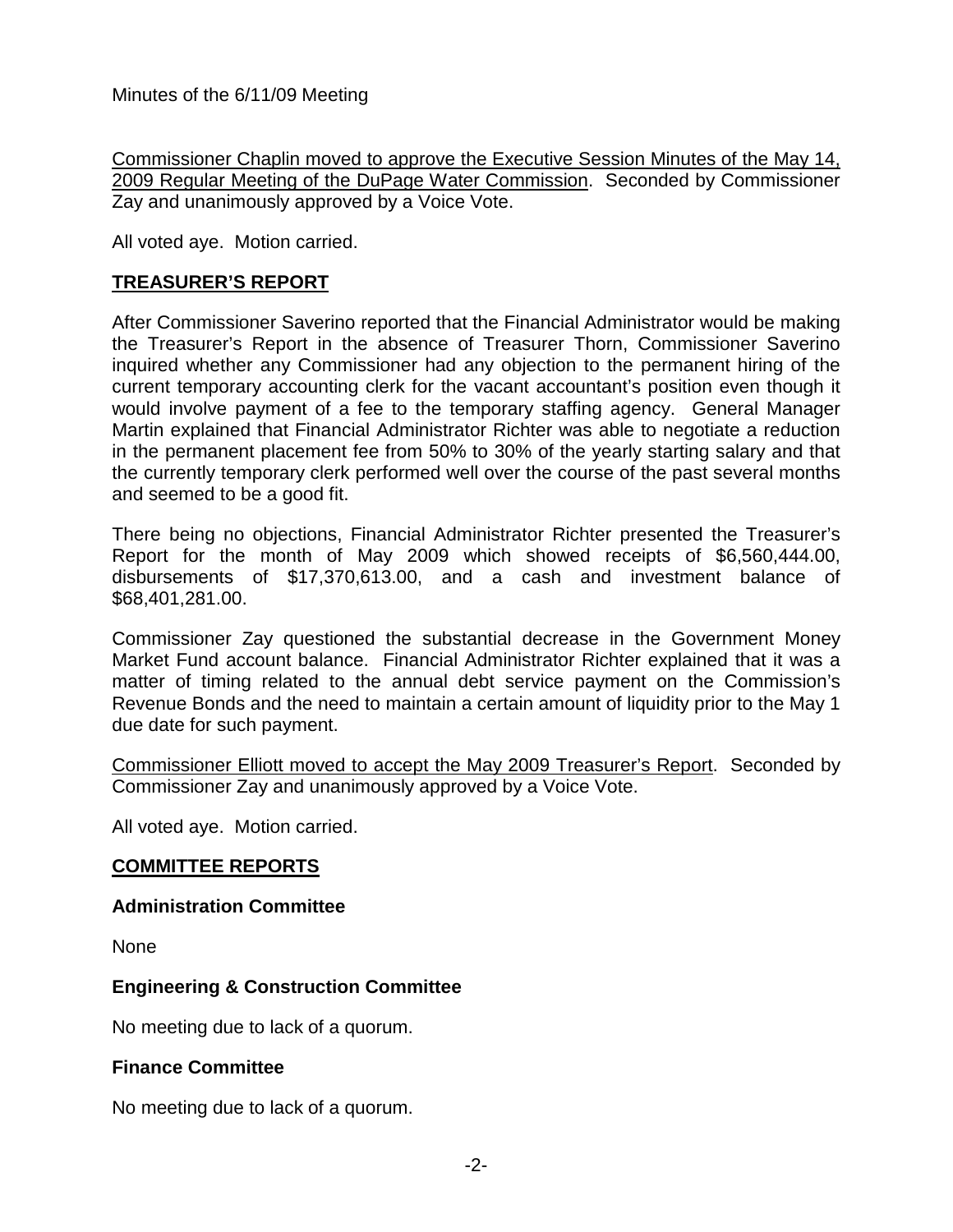Minutes of the 6/11/09 Meeting

Commissioner Chaplin moved to approve the Executive Session Minutes of the May 14, 2009 Regular Meeting of the DuPage Water Commission. Seconded by Commissioner Zay and unanimously approved by a Voice Vote.

All voted aye. Motion carried.

## TREASURER'S REPORT

After Commissioner Saverino reported that the Financial Administrator would be making the Treasurer's Report in the absence of Treasurer Thorn, Commissioner Saverino inquired whether any Commissioner had any objection to the permanent hiring of the current temporary accounting clerk for the vacant accountant's position even though it would involve payment of a fee to the temporary staffing agency. General Manager Martin explained that Financial Administrator Richter was able to negotiate a reduction in the permanent placement fee from 50% to 30% of the yearly starting salary and that the currently temporary clerk performed well over the course of the past several months and seemed to be a good fit.

There being no objections, Financial Administrator Richter presented the Treasurer's Report for the month of May 2009 which showed receipts of $6,560,444.00, disbursements of $17,370,613.00, and a cash and investment balance of $68,401,281.00.

Commissioner Zay questioned the substantial decrease in the Government Money Market Fund account balance. Financial Administrator Richter explained that it was a matter of timing related to the annual debt service payment on the Commission's Revenue Bonds and the need to maintain a certain amount of liquidity prior to the May 1 due date for such payment.

Commissioner Elliott moved to accept the May 2009 Treasurer's Report. Seconded by Commissioner Zay and unanimously approved by a Voice Vote.

All voted aye. Motion carried.

## COMMITTEE REPORTS

### Administration Committee

None

### Engineering & Construction Committee

No meeting due to lack of a quorum.

### Finance Committee

No meeting due to lack of a quorum.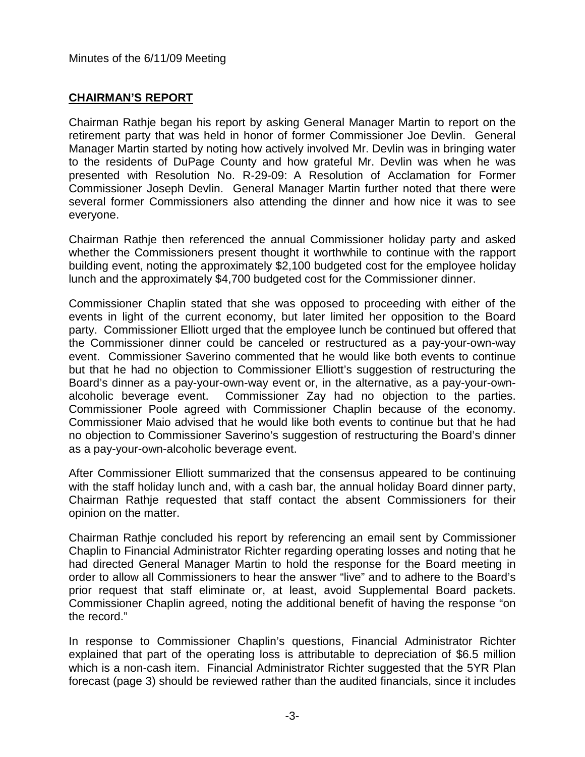Minutes of the 6/11/09 Meeting

## **CHAIRMAN'S REPORT**

Chairman Rathje began his report by asking General Manager Martin to report on the retirement party that was held in honor of former Commissioner Joe Devlin. General Manager Martin started by noting how actively involved Mr. Devlin was in bringing water to the residents of DuPage County and how grateful Mr. Devlin was when he was presented with Resolution No. R-29-09: A Resolution of Acclamation for Former Commissioner Joseph Devlin. General Manager Martin further noted that there were several former Commissioners also attending the dinner and how nice it was to see everyone.

Chairman Rathje then referenced the annual Commissioner holiday party and asked whether the Commissioners present thought it worthwhile to continue with the rapport building event, noting the approximately $2,100 budgeted cost for the employee holiday lunch and the approximately $4,700 budgeted cost for the Commissioner dinner.

Commissioner Chaplin stated that she was opposed to proceeding with either of the events in light of the current economy, but later limited her opposition to the Board party. Commissioner Elliott urged that the employee lunch be continued but offered that the Commissioner dinner could be canceled or restructured as a pay-your-own-way event. Commissioner Saverino commented that he would like both events to continue but that he had no objection to Commissioner Elliott's suggestion of restructuring the Board's dinner as a pay-your-own-way event or, in the alternative, as a pay-your-own-alcoholic beverage event. Commissioner Zay had no objection to the parties. Commissioner Poole agreed with Commissioner Chaplin because of the economy. Commissioner Maio advised that he would like both events to continue but that he had no objection to Commissioner Saverino's suggestion of restructuring the Board's dinner as a pay-your-own-alcoholic beverage event.

After Commissioner Elliott summarized that the consensus appeared to be continuing with the staff holiday lunch and, with a cash bar, the annual holiday Board dinner party, Chairman Rathje requested that staff contact the absent Commissioners for their opinion on the matter.

Chairman Rathje concluded his report by referencing an email sent by Commissioner Chaplin to Financial Administrator Richter regarding operating losses and noting that he had directed General Manager Martin to hold the response for the Board meeting in order to allow all Commissioners to hear the answer "live" and to adhere to the Board's prior request that staff eliminate or, at least, avoid Supplemental Board packets. Commissioner Chaplin agreed, noting the additional benefit of having the response "on the record."

In response to Commissioner Chaplin's questions, Financial Administrator Richter explained that part of the operating loss is attributable to depreciation of $6.5 million which is a non-cash item. Financial Administrator Richter suggested that the 5YR Plan forecast (page 3) should be reviewed rather than the audited financials, since it includes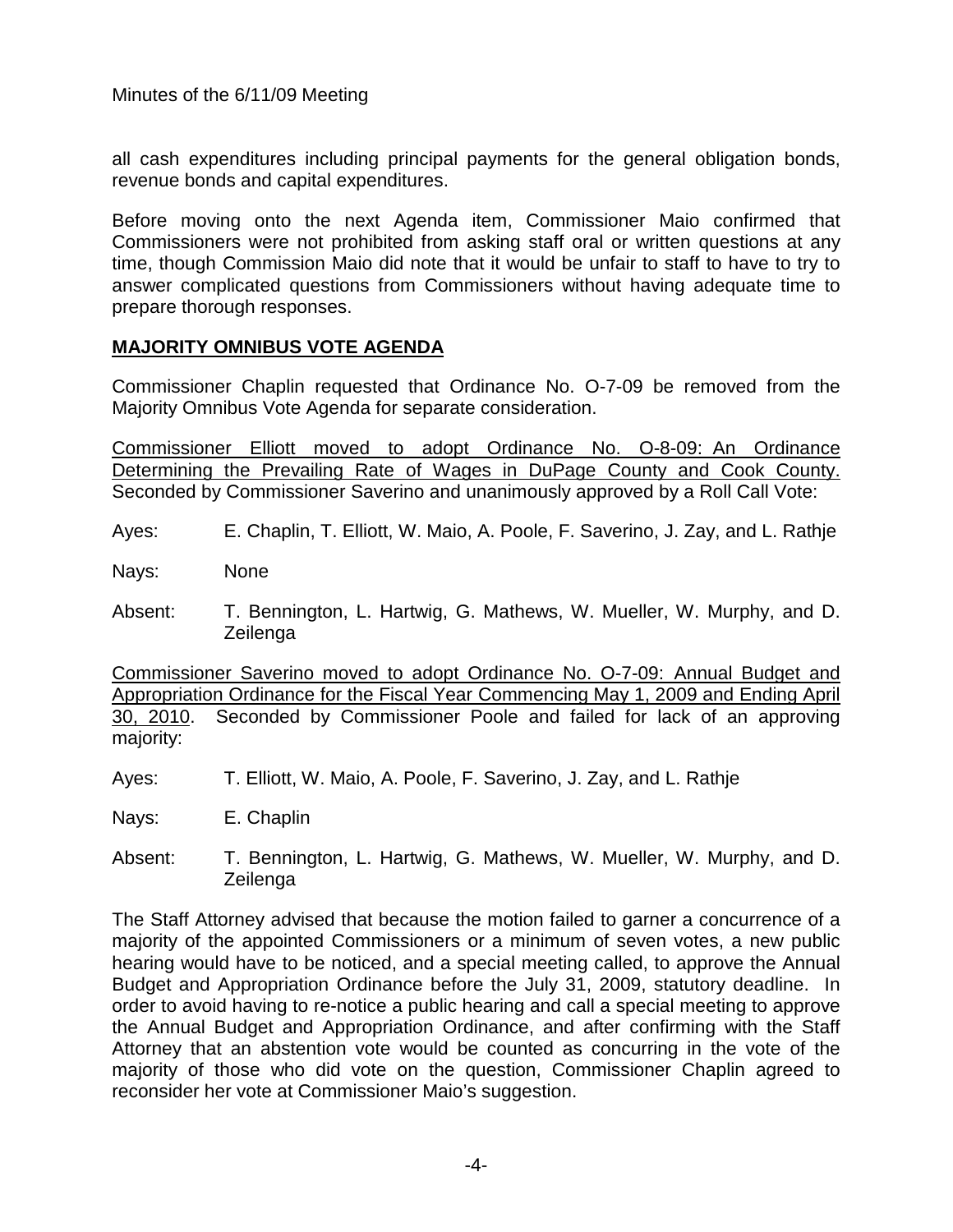all cash expenditures including principal payments for the general obligation bonds, revenue bonds and capital expenditures.

Before moving onto the next Agenda item, Commissioner Maio confirmed that Commissioners were not prohibited from asking staff oral or written questions at any time, though Commission Maio did note that it would be unfair to staff to have to try to answer complicated questions from Commissioners without having adequate time to prepare thorough responses.

## MAJORITY OMNIBUS VOTE AGENDA

Commissioner Chaplin requested that Ordinance No. O-7-09 be removed from the Majority Omnibus Vote Agenda for separate consideration.

Commissioner Elliott moved to adopt Ordinance No. O-8-09: An Ordinance Determining the Prevailing Rate of Wages in DuPage County and Cook County. Seconded by Commissioner Saverino and unanimously approved by a Roll Call Vote:

Ayes: E. Chaplin, T. Elliott, W. Maio, A. Poole, F. Saverino, J. Zay, and L. Rathje

Nays: None

Absent: T. Bennington, L. Hartwig, G. Mathews, W. Mueller, W. Murphy, and D. Zeilenga

Commissioner Saverino moved to adopt Ordinance No. O-7-09: Annual Budget and Appropriation Ordinance for the Fiscal Year Commencing May 1, 2009 and Ending April 30, 2010. Seconded by Commissioner Poole and failed for lack of an approving majority:

Ayes: T. Elliott, W. Maio, A. Poole, F. Saverino, J. Zay, and L. Rathje

Nays: E. Chaplin

Absent: T. Bennington, L. Hartwig, G. Mathews, W. Mueller, W. Murphy, and D. Zeilenga

The Staff Attorney advised that because the motion failed to garner a concurrence of a majority of the appointed Commissioners or a minimum of seven votes, a new public hearing would have to be noticed, and a special meeting called, to approve the Annual Budget and Appropriation Ordinance before the July 31, 2009, statutory deadline. In order to avoid having to re-notice a public hearing and call a special meeting to approve the Annual Budget and Appropriation Ordinance, and after confirming with the Staff Attorney that an abstention vote would be counted as concurring in the vote of the majority of those who did vote on the question, Commissioner Chaplin agreed to reconsider her vote at Commissioner Maio's suggestion.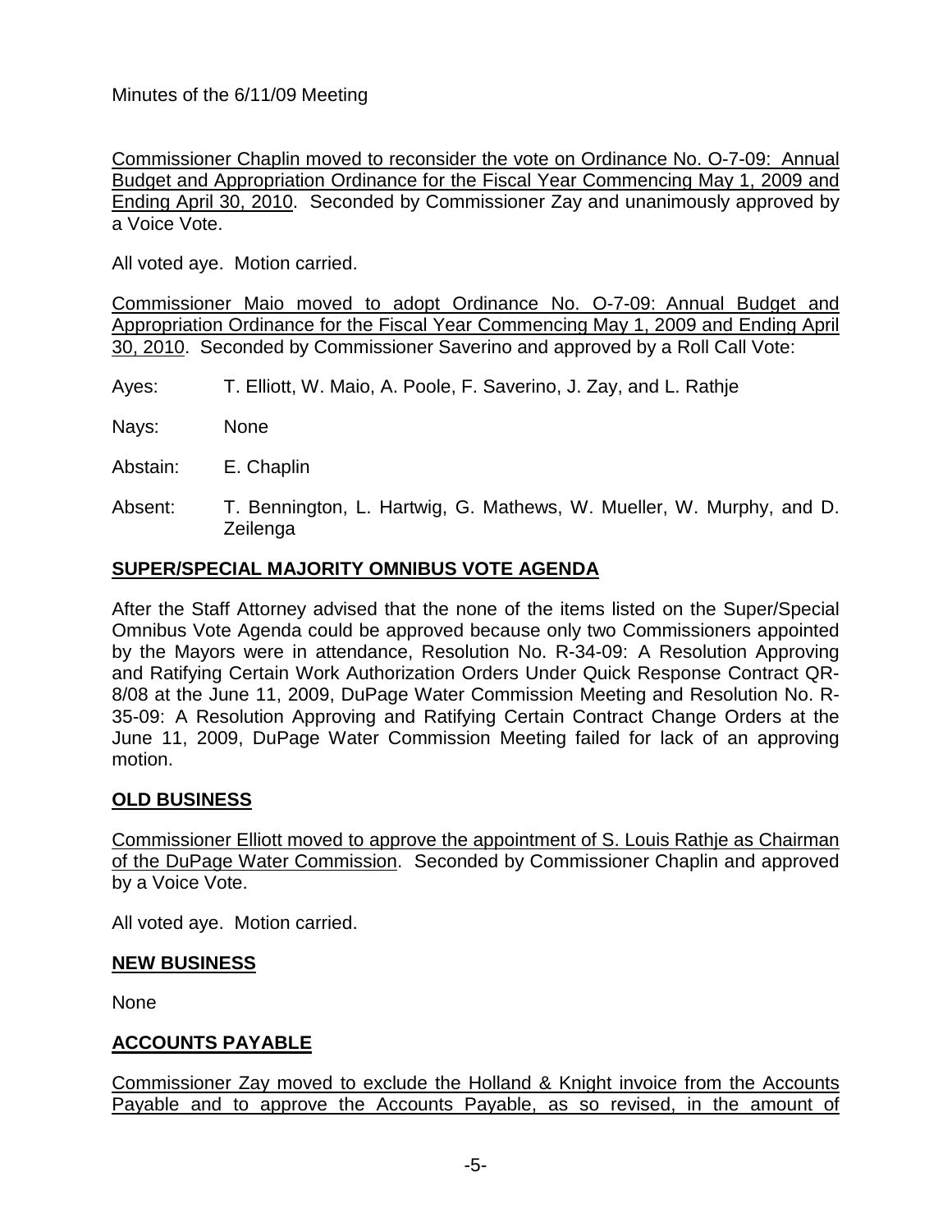Minutes of the 6/11/09 Meeting

Commissioner Chaplin moved to reconsider the vote on Ordinance No. O-7-09: Annual Budget and Appropriation Ordinance for the Fiscal Year Commencing May 1, 2009 and Ending April 30, 2010. Seconded by Commissioner Zay and unanimously approved by a Voice Vote.

All voted aye. Motion carried.

Commissioner Maio moved to adopt Ordinance No. O-7-09: Annual Budget and Appropriation Ordinance for the Fiscal Year Commencing May 1, 2009 and Ending April 30, 2010. Seconded by Commissioner Saverino and approved by a Roll Call Vote:

Ayes: T. Elliott, W. Maio, A. Poole, F. Saverino, J. Zay, and L. Rathje

Nays: None

Abstain: E. Chaplin

Absent: T. Bennington, L. Hartwig, G. Mathews, W. Mueller, W. Murphy, and D. Zeilenga

## SUPER/SPECIAL MAJORITY OMNIBUS VOTE AGENDA

After the Staff Attorney advised that the none of the items listed on the Super/Special Omnibus Vote Agenda could be approved because only two Commissioners appointed by the Mayors were in attendance, Resolution No. R-34-09: A Resolution Approving and Ratifying Certain Work Authorization Orders Under Quick Response Contract QR-8/08 at the June 11, 2009, DuPage Water Commission Meeting and Resolution No. R-35-09: A Resolution Approving and Ratifying Certain Contract Change Orders at the June 11, 2009, DuPage Water Commission Meeting failed for lack of an approving motion.

## OLD BUSINESS

Commissioner Elliott moved to approve the appointment of S. Louis Rathje as Chairman of the DuPage Water Commission. Seconded by Commissioner Chaplin and approved by a Voice Vote.

All voted aye. Motion carried.

## NEW BUSINESS

None

## ACCOUNTS PAYABLE

Commissioner Zay moved to exclude the Holland & Knight invoice from the Accounts Payable and to approve the Accounts Payable, as so revised, in the amount of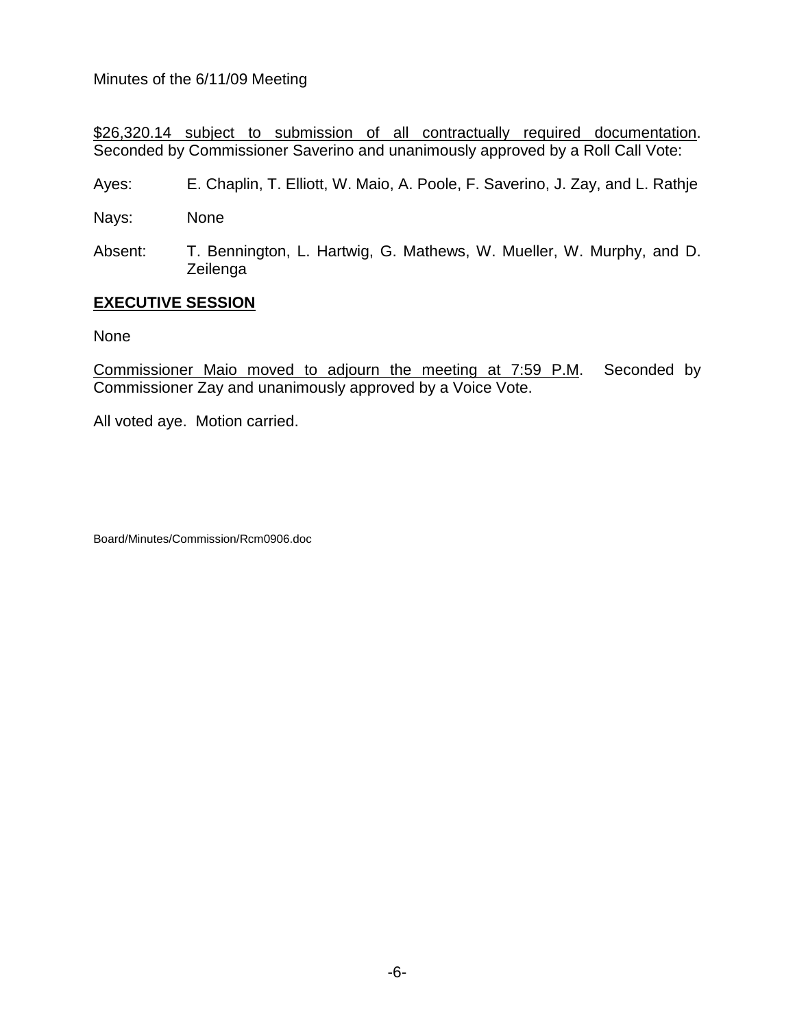<u>$26,320.14 subject to submission of all contractually required documentation</u>. Seconded by Commissioner Saverino and unanimously approved by a Roll Call Vote:

Ayes: E. Chaplin, T. Elliott, W. Maio, A. Poole, F. Saverino, J. Zay, and L. Rathje

Nays: None

Absent: T. Bennington, L. Hartwig, G. Mathews, W. Mueller, W. Murphy, and D. Zeilenga

## EXECUTIVE SESSION

None

<u>Commissioner Maio moved to adjourn the meeting at 7:59 P.M</u>. Seconded by Commissioner Zay and unanimously approved by a Voice Vote.

All voted aye. Motion carried.

Board/Minutes/Commission/Rcm0906.doc